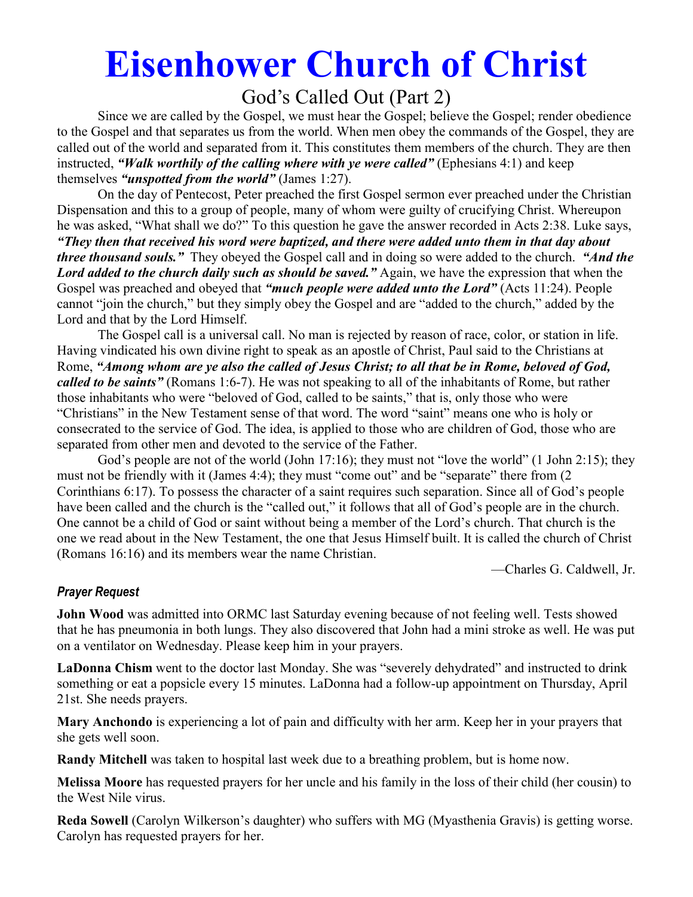# Eisenhower Church of Christ

## God's Called Out (Part 2)

Since we are called by the Gospel, we must hear the Gospel; believe the Gospel; render obedience to the Gospel and that separates us from the world. When men obey the commands of the Gospel, they are called out of the world and separated from it. This constitutes them members of the church. They are then instructed, ***"Walk worthily of the calling where with ye were called"*** (Ephesians 4:1) and keep themselves ***"unspotted from the world"*** (James 1:27).

On the day of Pentecost, Peter preached the first Gospel sermon ever preached under the Christian Dispensation and this to a group of people, many of whom were guilty of crucifying Christ. Whereupon he was asked, "What shall we do?" To this question he gave the answer recorded in Acts 2:38. Luke says, ***"They then that received his word were baptized, and there were added unto them in that day about three thousand souls."*** They obeyed the Gospel call and in doing so were added to the church. ***"And the Lord added to the church daily such as should be saved."*** Again, we have the expression that when the Gospel was preached and obeyed that ***"much people were added unto the Lord"*** (Acts 11:24). People cannot "join the church," but they simply obey the Gospel and are "added to the church," added by the Lord and that by the Lord Himself.

The Gospel call is a universal call. No man is rejected by reason of race, color, or station in life. Having vindicated his own divine right to speak as an apostle of Christ, Paul said to the Christians at Rome, ***"Among whom are ye also the called of Jesus Christ; to all that be in Rome, beloved of God, called to be saints"*** (Romans 1:6-7). He was not speaking to all of the inhabitants of Rome, but rather those inhabitants who were "beloved of God, called to be saints," that is, only those who were "Christians" in the New Testament sense of that word. The word "saint" means one who is holy or consecrated to the service of God. The idea, is applied to those who are children of God, those who are separated from other men and devoted to the service of the Father.

God's people are not of the world (John 17:16); they must not "love the world" (1 John 2:15); they must not be friendly with it (James 4:4); they must "come out" and be "separate" there from (2 Corinthians 6:17). To possess the character of a saint requires such separation. Since all of God's people have been called and the church is the "called out," it follows that all of God's people are in the church. One cannot be a child of God or saint without being a member of the Lord's church. That church is the one we read about in the New Testament, the one that Jesus Himself built. It is called the church of Christ (Romans 16:16) and its members wear the name Christian.

—Charles G. Caldwell, Jr.

### *Prayer Request*

**John Wood** was admitted into ORMC last Saturday evening because of not feeling well. Tests showed that he has pneumonia in both lungs. They also discovered that John had a mini stroke as well. He was put on a ventilator on Wednesday. Please keep him in your prayers.

**LaDonna Chism** went to the doctor last Monday. She was "severely dehydrated" and instructed to drink something or eat a popsicle every 15 minutes. LaDonna had a follow-up appointment on Thursday, April 21st. She needs prayers.

**Mary Anchondo** is experiencing a lot of pain and difficulty with her arm. Keep her in your prayers that she gets well soon.

**Randy Mitchell** was taken to hospital last week due to a breathing problem, but is home now.

**Melissa Moore** has requested prayers for her uncle and his family in the loss of their child (her cousin) to the West Nile virus.

**Reda Sowell** (Carolyn Wilkerson's daughter) who suffers with MG (Myasthenia Gravis) is getting worse. Carolyn has requested prayers for her.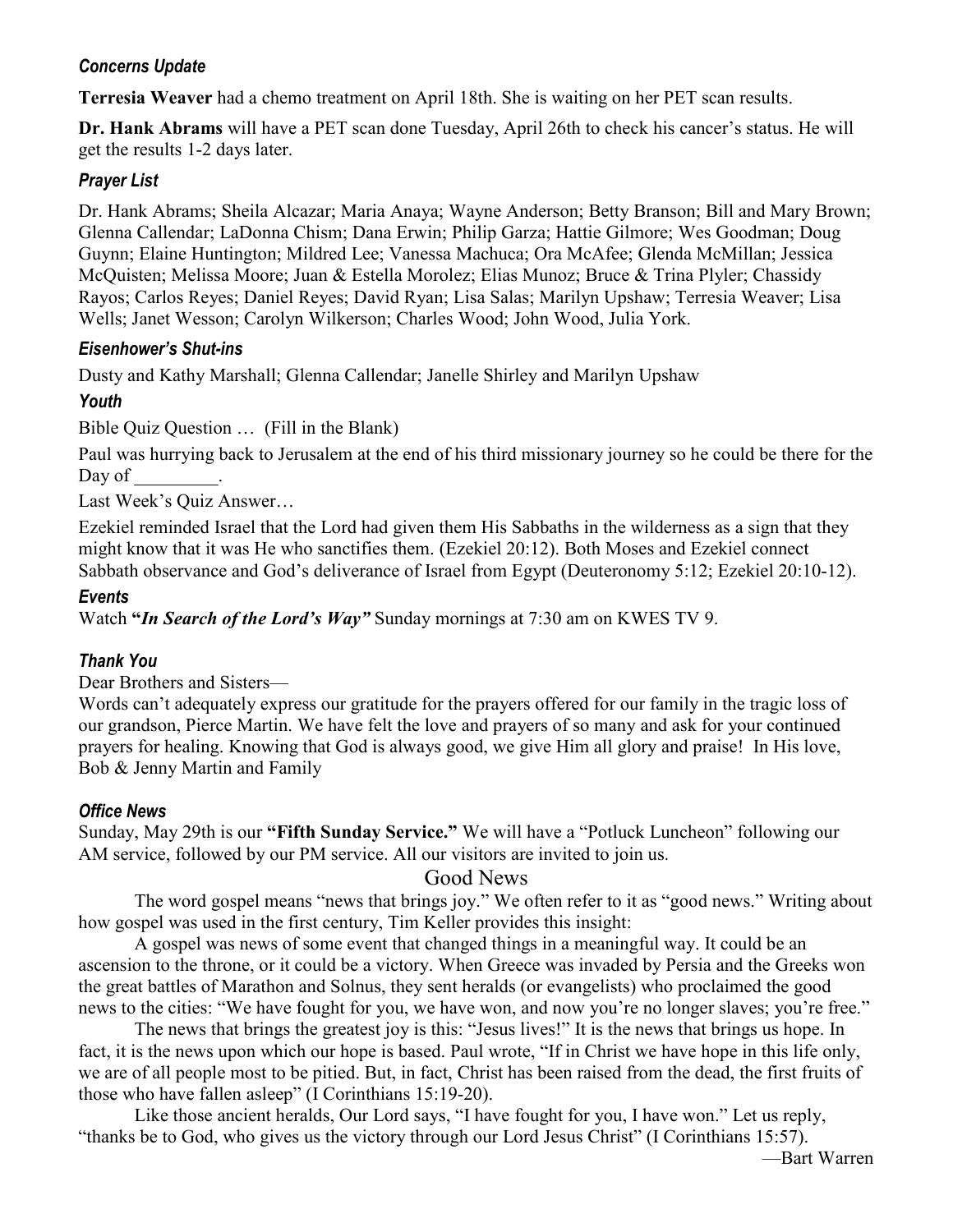### *Concerns Update*

**Terresia Weaver** had a chemo treatment on April 18th. She is waiting on her PET scan results.

**Dr. Hank Abrams** will have a PET scan done Tuesday, April 26th to check his cancer's status. He will get the results 1-2 days later.

### *Prayer List*

Dr. Hank Abrams; Sheila Alcazar; Maria Anaya; Wayne Anderson; Betty Branson; Bill and Mary Brown; Glenna Callendar; LaDonna Chism; Dana Erwin; Philip Garza; Hattie Gilmore; Wes Goodman; Doug Guynn; Elaine Huntington; Mildred Lee; Vanessa Machuca; Ora McAfee; Glenda McMillan; Jessica McQuisten; Melissa Moore; Juan & Estella Morolez; Elias Munoz; Bruce & Trina Plyler; Chassidy Rayos; Carlos Reyes; Daniel Reyes; David Ryan; Lisa Salas; Marilyn Upshaw; Terresia Weaver; Lisa Wells; Janet Wesson; Carolyn Wilkerson; Charles Wood; John Wood, Julia York.

### *Eisenhower's Shut-ins*

Dusty and Kathy Marshall; Glenna Callendar; Janelle Shirley and Marilyn Upshaw

### *Youth*

Bible Quiz Question … (Fill in the Blank)

Paul was hurrying back to Jerusalem at the end of his third missionary journey so he could be there for the Day of _________.

Last Week's Quiz Answer…

Ezekiel reminded Israel that the Lord had given them His Sabbaths in the wilderness as a sign that they might know that it was He who sanctifies them. (Ezekiel 20:12). Both Moses and Ezekiel connect Sabbath observance and God's deliverance of Israel from Egypt (Deuteronomy 5:12; Ezekiel 20:10-12).

### *Events*

Watch **"*In Search of the Lord's Way"*** Sunday mornings at 7:30 am on KWES TV 9.

### *Thank You*

Dear Brothers and Sisters—

Words can't adequately express our gratitude for the prayers offered for our family in the tragic loss of our grandson, Pierce Martin. We have felt the love and prayers of so many and ask for your continued prayers for healing. Knowing that God is always good, we give Him all glory and praise! In His love, Bob & Jenny Martin and Family

### *Office News*

Sunday, May 29th is our **"Fifth Sunday Service."** We will have a "Potluck Luncheon" following our AM service, followed by our PM service. All our visitors are invited to join us.

## Good News

The word gospel means "news that brings joy." We often refer to it as "good news." Writing about how gospel was used in the first century, Tim Keller provides this insight:

A gospel was news of some event that changed things in a meaningful way. It could be an ascension to the throne, or it could be a victory. When Greece was invaded by Persia and the Greeks won the great battles of Marathon and Solnus, they sent heralds (or evangelists) who proclaimed the good news to the cities: "We have fought for you, we have won, and now you're no longer slaves; you're free."

The news that brings the greatest joy is this: "Jesus lives!" It is the news that brings us hope. In fact, it is the news upon which our hope is based. Paul wrote, "If in Christ we have hope in this life only, we are of all people most to be pitied. But, in fact, Christ has been raised from the dead, the first fruits of those who have fallen asleep" (I Corinthians 15:19-20).

Like those ancient heralds, Our Lord says, "I have fought for you, I have won." Let us reply, "thanks be to God, who gives us the victory through our Lord Jesus Christ" (I Corinthians 15:57).

—Bart Warren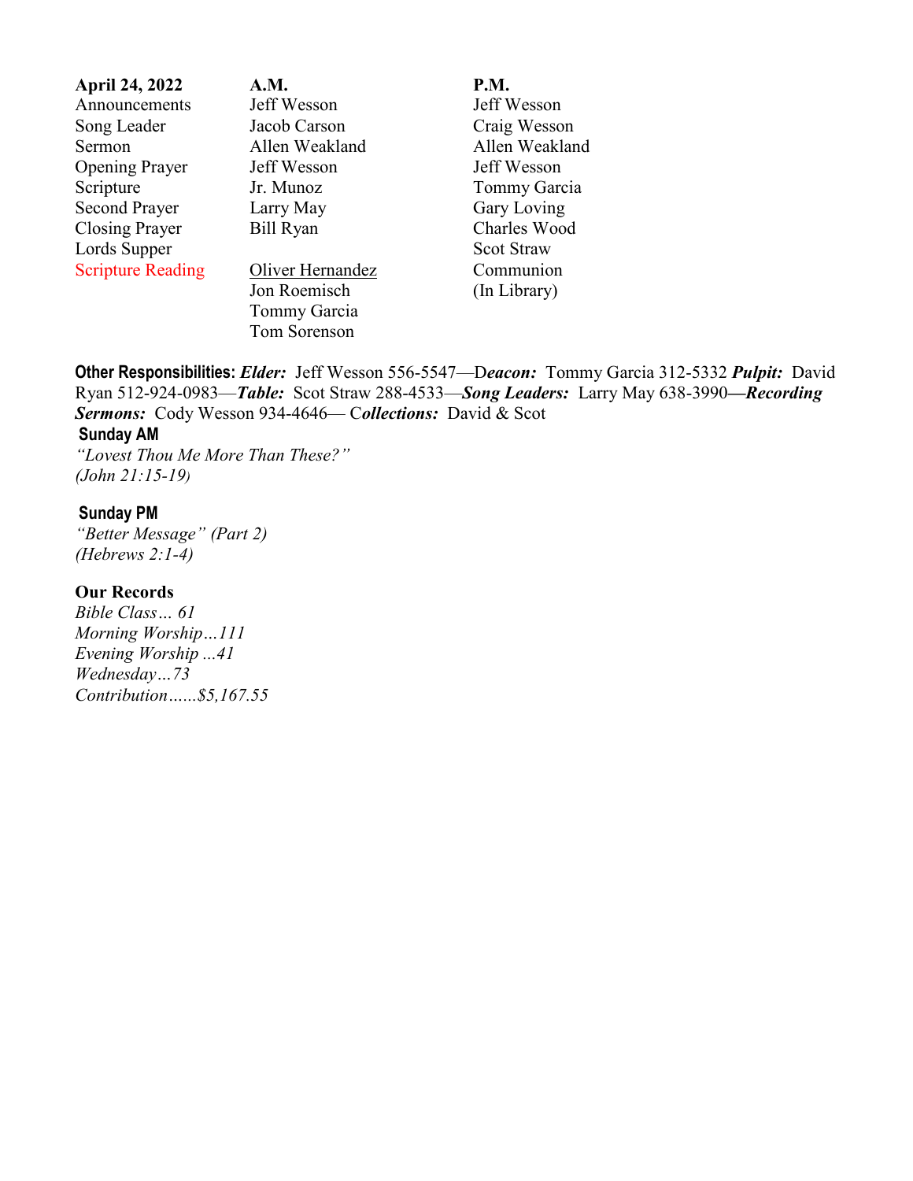| **April 24, 2022** | **A.M.** | **P.M.** |
|---|---|---|
| Announcements | Jeff Wesson | Jeff Wesson |
| Song Leader | Jacob Carson | Craig Wesson |
| Sermon | Allen Weakland | Allen Weakland |
| Opening Prayer | Jeff Wesson | Jeff Wesson |
| Scripture | Jr. Munoz | Tommy Garcia |
| Second Prayer | Larry May | Gary Loving |
| Closing Prayer | Bill Ryan | Charles Wood |
| Lords Supper | | Scot Straw |
| Scripture Reading | Oliver Hernandez | Communion |
| | Jon Roemisch | (In Library) |
| | Tommy Garcia | |
| | Tom Sorenson | |

**Other Responsibilities:** ***Elder:*** Jeff Wesson 556-5547—D***eacon:*** Tommy Garcia 312-5332 ***Pulpit:*** David Ryan 512-924-0983—***Table:*** Scot Straw 288-4533—***Song Leaders:*** Larry May 638-3990**—*Recording Sermons:*** Cody Wesson 934-4646— C***ollections:*** David & Scot

**Sunday AM**

*"Lovest Thou Me More Than These?"*
*(John 21:15-19)*

**Sunday PM**

*"Better Message" (Part 2)*
*(Hebrews 2:1-4)*

**Our Records**

*Bible Class… 61*
*Morning Worship…111*
*Evening Worship …41*
*Wednesday…73*
*Contribution……$5,167.55*